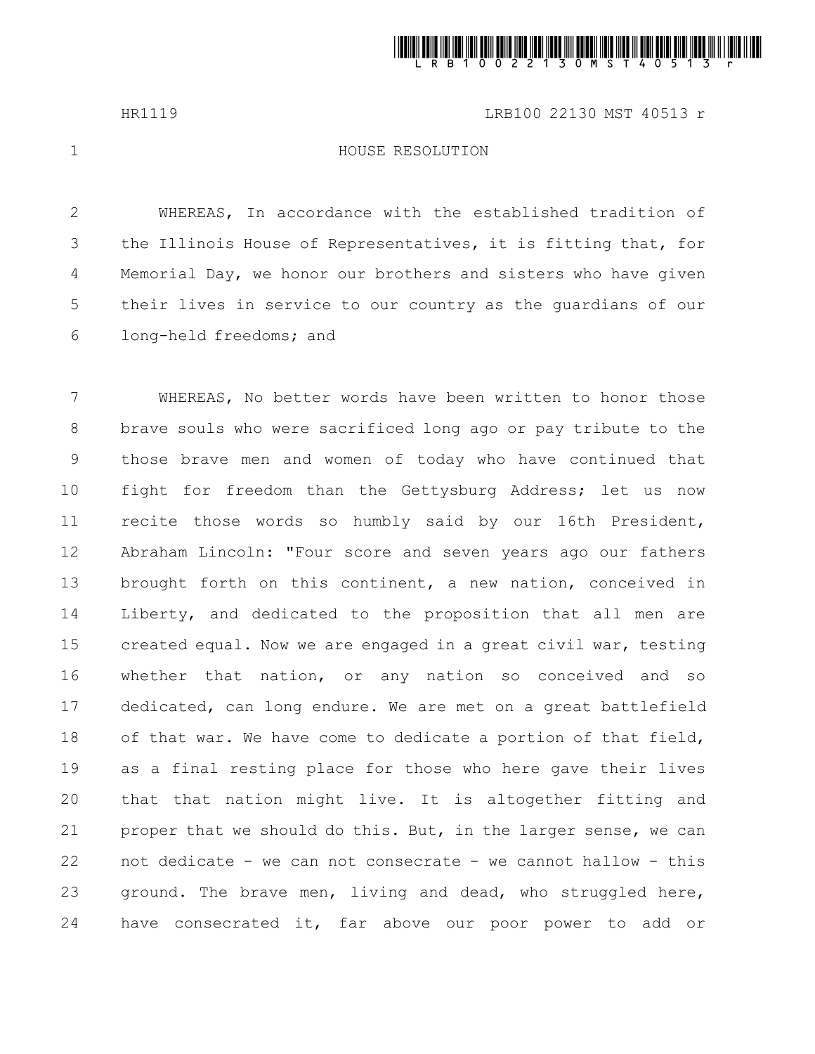HR1119 LRB100 22130 MST 40513 r

# HOUSE RESOLUTION

WHEREAS, In accordance with the established tradition of the Illinois House of Representatives, it is fitting that, for Memorial Day, we honor our brothers and sisters who have given their lives in service to our country as the guardians of our long-held freedoms; and

WHEREAS, No better words have been written to honor those brave souls who were sacrificed long ago or pay tribute to the those brave men and women of today who have continued that fight for freedom than the Gettysburg Address; let us now recite those words so humbly said by our 16th President, Abraham Lincoln: "Four score and seven years ago our fathers brought forth on this continent, a new nation, conceived in Liberty, and dedicated to the proposition that all men are created equal. Now we are engaged in a great civil war, testing whether that nation, or any nation so conceived and so dedicated, can long endure. We are met on a great battlefield of that war. We have come to dedicate a portion of that field, as a final resting place for those who here gave their lives that that nation might live. It is altogether fitting and proper that we should do this. But, in the larger sense, we can not dedicate - we can not consecrate - we cannot hallow - this ground. The brave men, living and dead, who struggled here, have consecrated it, far above our poor power to add or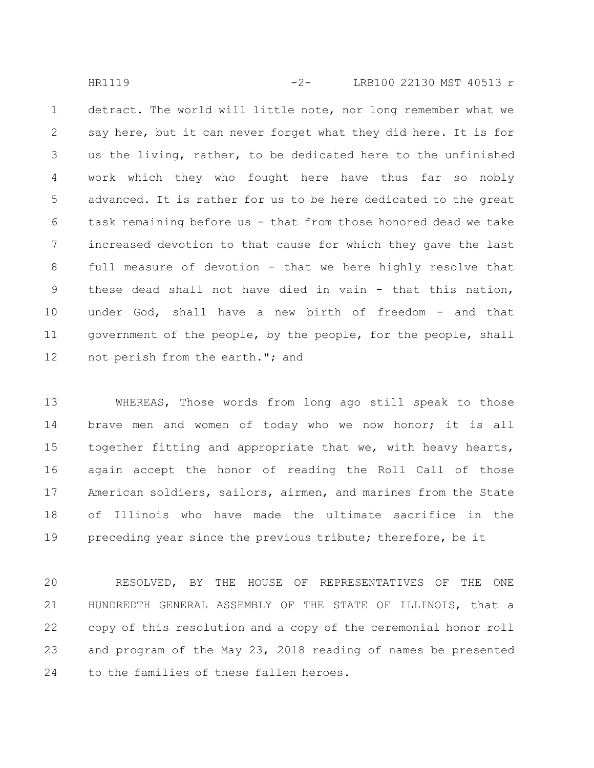detract. The world will little note, nor long remember what we say here, but it can never forget what they did here. It is for us the living, rather, to be dedicated here to the unfinished work which they who fought here have thus far so nobly advanced. It is rather for us to be here dedicated to the great task remaining before us - that from those honored dead we take increased devotion to that cause for which they gave the last full measure of devotion - that we here highly resolve that these dead shall not have died in vain - that this nation, under God, shall have a new birth of freedom - and that government of the people, by the people, for the people, shall not perish from the earth."; and

WHEREAS, Those words from long ago still speak to those brave men and women of today who we now honor; it is all together fitting and appropriate that we, with heavy hearts, again accept the honor of reading the Roll Call of those American soldiers, sailors, airmen, and marines from the State of Illinois who have made the ultimate sacrifice in the preceding year since the previous tribute; therefore, be it

RESOLVED, BY THE HOUSE OF REPRESENTATIVES OF THE ONE HUNDREDTH GENERAL ASSEMBLY OF THE STATE OF ILLINOIS, that a copy of this resolution and a copy of the ceremonial honor roll and program of the May 23, 2018 reading of names be presented to the families of these fallen heroes.